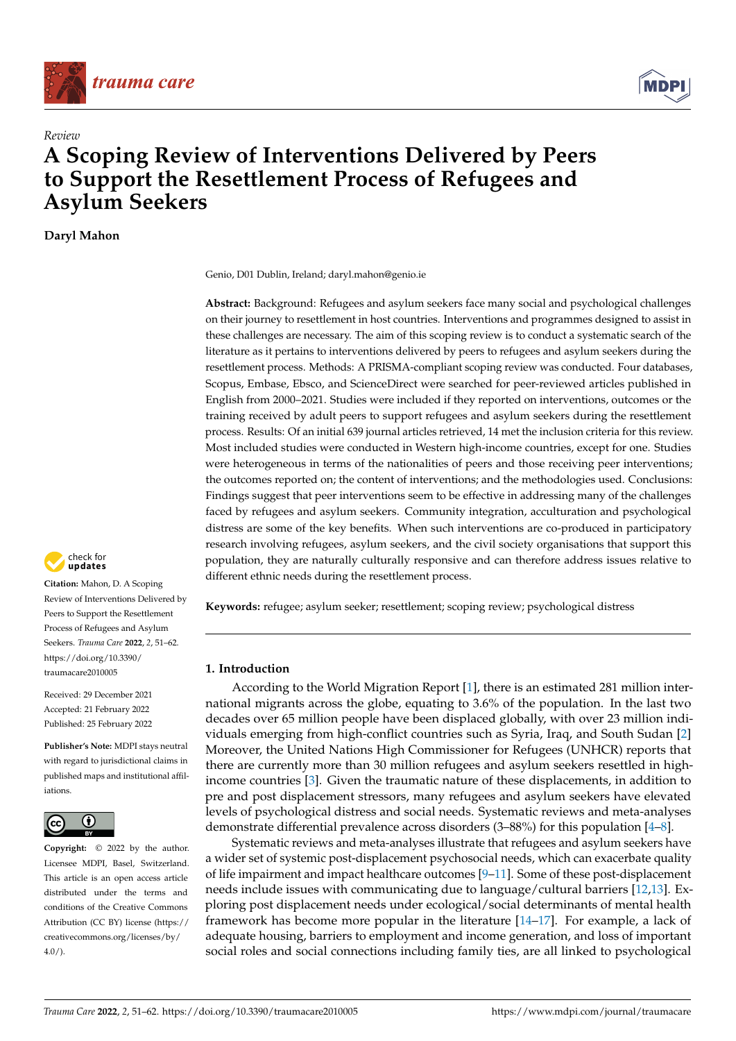*Review*

# A Scoping Review of Interventions Delivered by Peers to Support the Resettlement Process of Refugees and Asylum Seekers

**Daryl Mahon**

Genio, D01 Dublin, Ireland; daryl.mahon@genio.ie

**Abstract:** Background: Refugees and asylum seekers face many social and psychological challenges on their journey to resettlement in host countries. Interventions and programmes designed to assist in these challenges are necessary. The aim of this scoping review is to conduct a systematic search of the literature as it pertains to interventions delivered by peers to refugees and asylum seekers during the resettlement process. Methods: A PRISMA-compliant scoping review was conducted. Four databases, Scopus, Embase, Ebsco, and ScienceDirect were searched for peer-reviewed articles published in English from 2000–2021. Studies were included if they reported on interventions, outcomes or the training received by adult peers to support refugees and asylum seekers during the resettlement process. Results: Of an initial 639 journal articles retrieved, 14 met the inclusion criteria for this review. Most included studies were conducted in Western high-income countries, except for one. Studies were heterogeneous in terms of the nationalities of peers and those receiving peer interventions; the outcomes reported on; the content of interventions; and the methodologies used. Conclusions: Findings suggest that peer interventions seem to be effective in addressing many of the challenges faced by refugees and asylum seekers. Community integration, acculturation and psychological distress are some of the key benefits. When such interventions are co-produced in participatory research involving refugees, asylum seekers, and the civil society organisations that support this population, they are naturally culturally responsive and can therefore address issues relative to different ethnic needs during the resettlement process.

**Keywords:** refugee; asylum seeker; resettlement; scoping review; psychological distress

**Citation:** Mahon, D. A Scoping Review of Interventions Delivered by Peers to Support the Resettlement Process of Refugees and Asylum Seekers. *Trauma Care* **2022**, *2*, 51–62. https://doi.org/10.3390/traumacare2010005

Received: 29 December 2021
Accepted: 21 February 2022
Published: 25 February 2022

**Publisher's Note:** MDPI stays neutral with regard to jurisdictional claims in published maps and institutional affiliations.

**Copyright:** © 2022 by the author. Licensee MDPI, Basel, Switzerland. This article is an open access article distributed under the terms and conditions of the Creative Commons Attribution (CC BY) license (https://creativecommons.org/licenses/by/4.0/).

## 1. Introduction

According to the World Migration Report [1], there is an estimated 281 million international migrants across the globe, equating to 3.6% of the population. In the last two decades over 65 million people have been displaced globally, with over 23 million individuals emerging from high-conflict countries such as Syria, Iraq, and South Sudan [2] Moreover, the United Nations High Commissioner for Refugees (UNHCR) reports that there are currently more than 30 million refugees and asylum seekers resettled in high-income countries [3]. Given the traumatic nature of these displacements, in addition to pre and post displacement stressors, many refugees and asylum seekers have elevated levels of psychological distress and social needs. Systematic reviews and meta-analyses demonstrate differential prevalence across disorders (3–88%) for this population [4–8].

Systematic reviews and meta-analyses illustrate that refugees and asylum seekers have a wider set of systemic post-displacement psychosocial needs, which can exacerbate quality of life impairment and impact healthcare outcomes [9–11]. Some of these post-displacement needs include issues with communicating due to language/cultural barriers [12,13]. Exploring post displacement needs under ecological/social determinants of mental health framework has become more popular in the literature [14–17]. For example, a lack of adequate housing, barriers to employment and income generation, and loss of important social roles and social connections including family ties, are all linked to psychological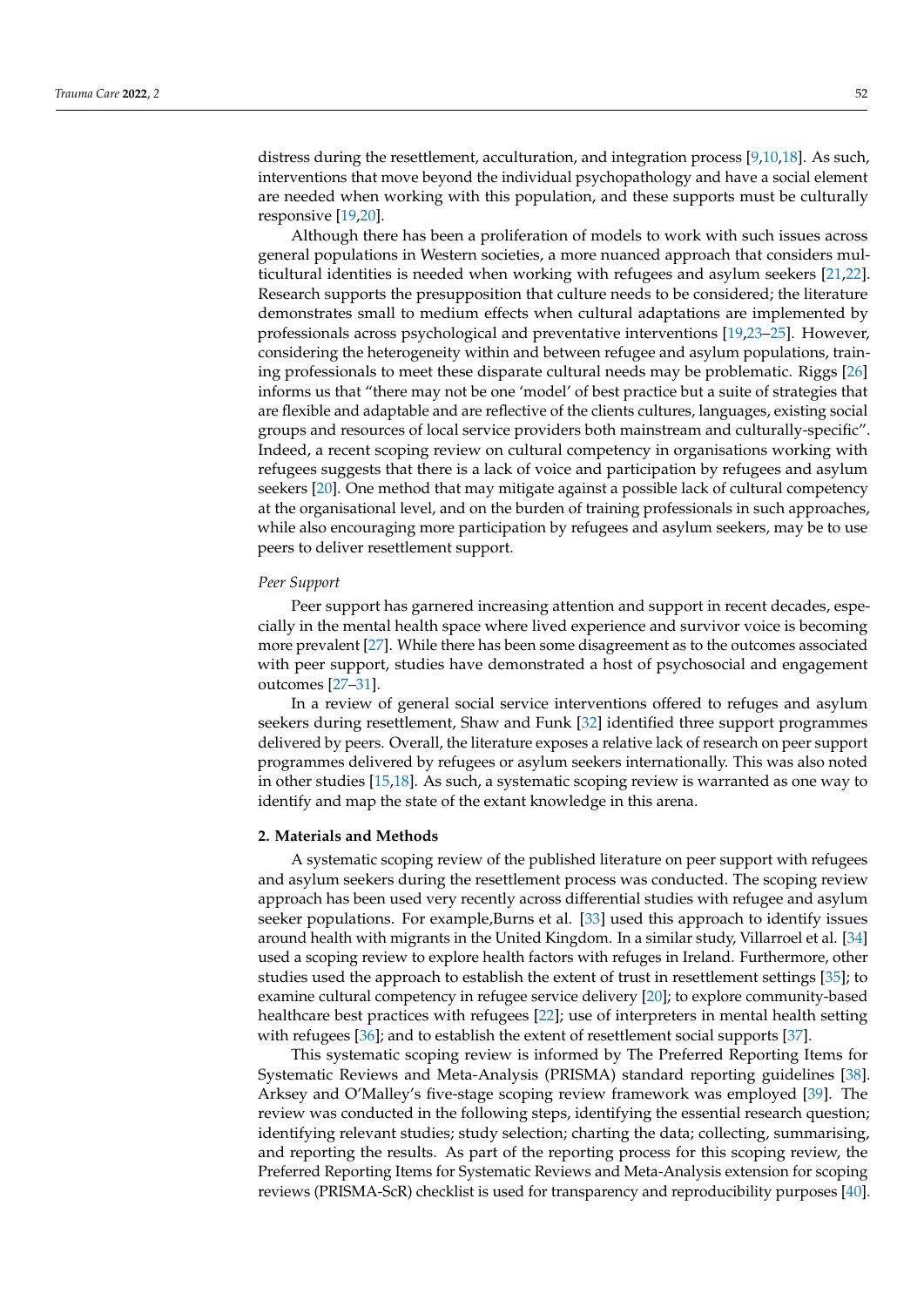distress during the resettlement, acculturation, and integration process [9,10,18]. As such, interventions that move beyond the individual psychopathology and have a social element are needed when working with this population, and these supports must be culturally responsive [19,20].

Although there has been a proliferation of models to work with such issues across general populations in Western societies, a more nuanced approach that considers multicultural identities is needed when working with refugees and asylum seekers [21,22]. Research supports the presupposition that culture needs to be considered; the literature demonstrates small to medium effects when cultural adaptations are implemented by professionals across psychological and preventative interventions [19,23–25]. However, considering the heterogeneity within and between refugee and asylum populations, training professionals to meet these disparate cultural needs may be problematic. Riggs [26] informs us that "there may not be one 'model' of best practice but a suite of strategies that are flexible and adaptable and are reflective of the clients cultures, languages, existing social groups and resources of local service providers both mainstream and culturally-specific". Indeed, a recent scoping review on cultural competency in organisations working with refugees suggests that there is a lack of voice and participation by refugees and asylum seekers [20]. One method that may mitigate against a possible lack of cultural competency at the organisational level, and on the burden of training professionals in such approaches, while also encouraging more participation by refugees and asylum seekers, may be to use peers to deliver resettlement support.

*Peer Support*

Peer support has garnered increasing attention and support in recent decades, especially in the mental health space where lived experience and survivor voice is becoming more prevalent [27]. While there has been some disagreement as to the outcomes associated with peer support, studies have demonstrated a host of psychosocial and engagement outcomes [27–31].

In a review of general social service interventions offered to refuges and asylum seekers during resettlement, Shaw and Funk [32] identified three support programmes delivered by peers. Overall, the literature exposes a relative lack of research on peer support programmes delivered by refugees or asylum seekers internationally. This was also noted in other studies [15,18]. As such, a systematic scoping review is warranted as one way to identify and map the state of the extant knowledge in this arena.

## 2. Materials and Methods

A systematic scoping review of the published literature on peer support with refugees and asylum seekers during the resettlement process was conducted. The scoping review approach has been used very recently across differential studies with refugee and asylum seeker populations. For example,Burns et al. [33] used this approach to identify issues around health with migrants in the United Kingdom. In a similar study, Villarroel et al. [34] used a scoping review to explore health factors with refuges in Ireland. Furthermore, other studies used the approach to establish the extent of trust in resettlement settings [35]; to examine cultural competency in refugee service delivery [20]; to explore community-based healthcare best practices with refugees [22]; use of interpreters in mental health setting with refugees [36]; and to establish the extent of resettlement social supports [37].

This systematic scoping review is informed by The Preferred Reporting Items for Systematic Reviews and Meta-Analysis (PRISMA) standard reporting guidelines [38]. Arksey and O'Malley's five-stage scoping review framework was employed [39]. The review was conducted in the following steps, identifying the essential research question; identifying relevant studies; study selection; charting the data; collecting, summarising, and reporting the results. As part of the reporting process for this scoping review, the Preferred Reporting Items for Systematic Reviews and Meta-Analysis extension for scoping reviews (PRISMA-ScR) checklist is used for transparency and reproducibility purposes [40].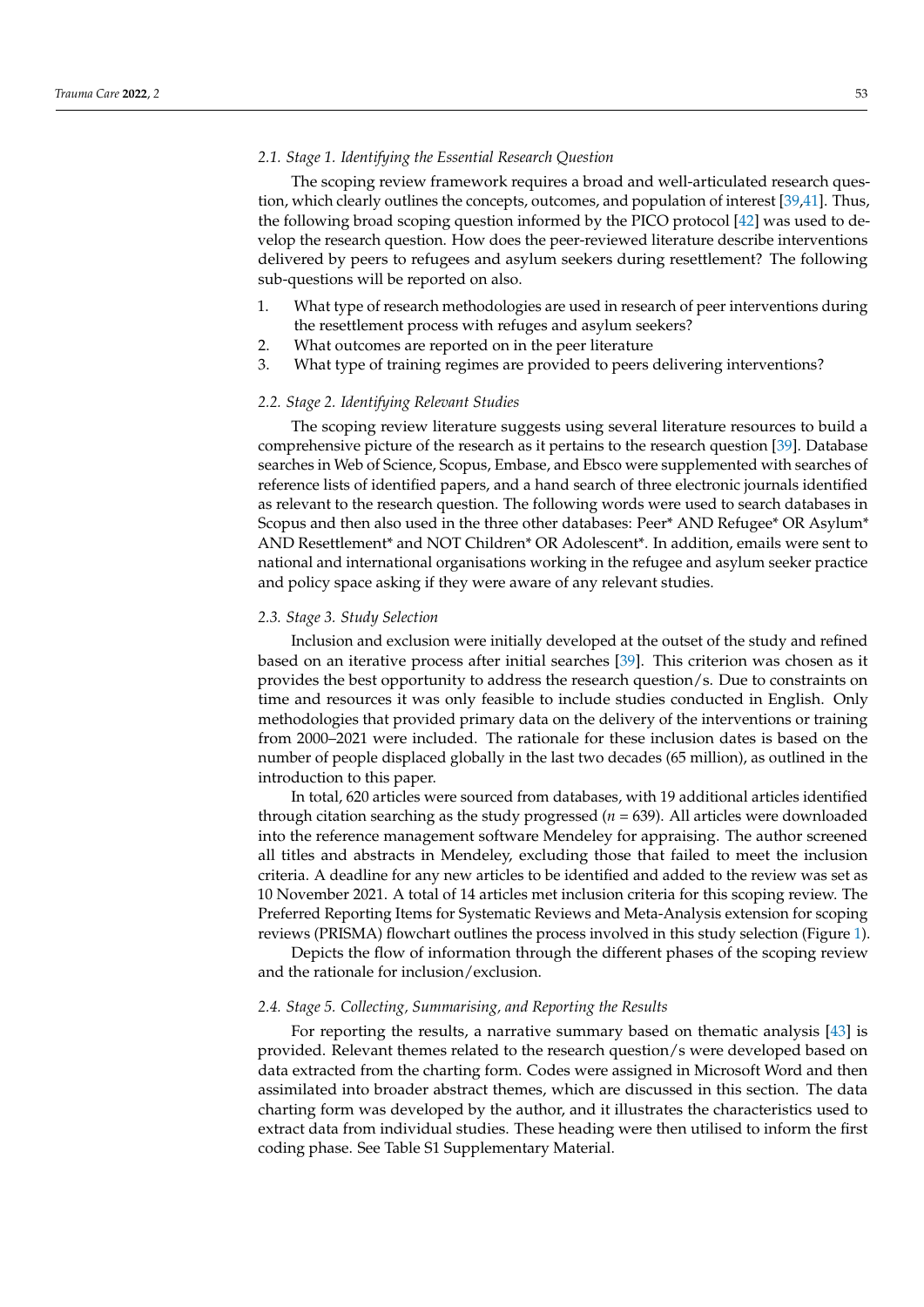### 2.1. Stage 1. Identifying the Essential Research Question

The scoping review framework requires a broad and well-articulated research question, which clearly outlines the concepts, outcomes, and population of interest [39,41]. Thus, the following broad scoping question informed by the PICO protocol [42] was used to develop the research question. How does the peer-reviewed literature describe interventions delivered by peers to refugees and asylum seekers during resettlement? The following sub-questions will be reported on also.

1. What type of research methodologies are used in research of peer interventions during the resettlement process with refuges and asylum seekers?
2. What outcomes are reported on in the peer literature
3. What type of training regimes are provided to peers delivering interventions?

### 2.2. Stage 2. Identifying Relevant Studies

The scoping review literature suggests using several literature resources to build a comprehensive picture of the research as it pertains to the research question [39]. Database searches in Web of Science, Scopus, Embase, and Ebsco were supplemented with searches of reference lists of identified papers, and a hand search of three electronic journals identified as relevant to the research question. The following words were used to search databases in Scopus and then also used in the three other databases: Peer* AND Refugee* OR Asylum* AND Resettlement* and NOT Children* OR Adolescent*. In addition, emails were sent to national and international organisations working in the refugee and asylum seeker practice and policy space asking if they were aware of any relevant studies.

### 2.3. Stage 3. Study Selection

Inclusion and exclusion were initially developed at the outset of the study and refined based on an iterative process after initial searches [39]. This criterion was chosen as it provides the best opportunity to address the research question/s. Due to constraints on time and resources it was only feasible to include studies conducted in English. Only methodologies that provided primary data on the delivery of the interventions or training from 2000–2021 were included. The rationale for these inclusion dates is based on the number of people displaced globally in the last two decades (65 million), as outlined in the introduction to this paper.

In total, 620 articles were sourced from databases, with 19 additional articles identified through citation searching as the study progressed ($n$ = 639). All articles were downloaded into the reference management software Mendeley for appraising. The author screened all titles and abstracts in Mendeley, excluding those that failed to meet the inclusion criteria. A deadline for any new articles to be identified and added to the review was set as 10 November 2021. A total of 14 articles met inclusion criteria for this scoping review. The Preferred Reporting Items for Systematic Reviews and Meta-Analysis extension for scoping reviews (PRISMA) flowchart outlines the process involved in this study selection (Figure 1).

Depicts the flow of information through the different phases of the scoping review and the rationale for inclusion/exclusion.

### 2.4. Stage 5. Collecting, Summarising, and Reporting the Results

For reporting the results, a narrative summary based on thematic analysis [43] is provided. Relevant themes related to the research question/s were developed based on data extracted from the charting form. Codes were assigned in Microsoft Word and then assimilated into broader abstract themes, which are discussed in this section. The data charting form was developed by the author, and it illustrates the characteristics used to extract data from individual studies. These heading were then utilised to inform the first coding phase. See Table S1 Supplementary Material.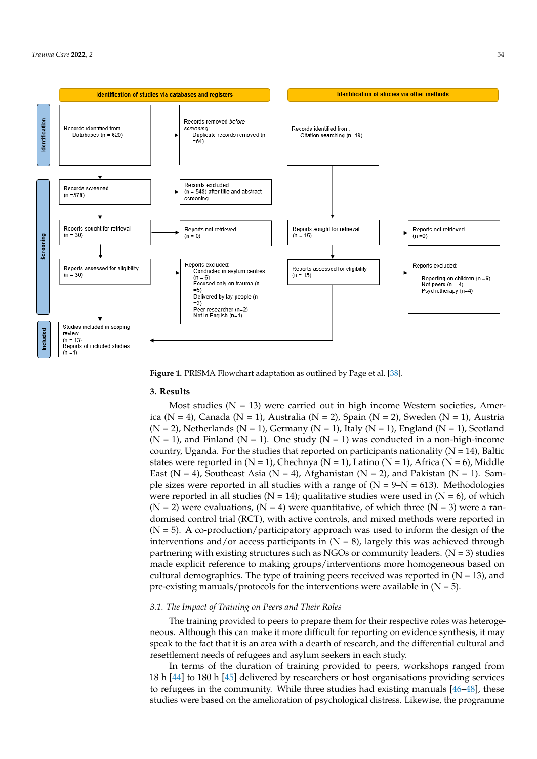**Identification of studies via databases and registers**

**Identification**

- Records identified from Databases (n = 620)
- Records removed *before screening*: Duplicate records removed (n =64)

**Screening**

- Records screened (n =578)
- Records excluded (n = 548) after title and abstract screening
- Reports sought for retrieval (n = 30)
- Reports not retrieved (n = 0)
- Reports assessed for eligibility (n = 30)
- Reports excluded:
  - Conducted in asylum centres (n = 6)
  - Focused only on trauma (n =5)
  - Delivered by lay people (n =3)
  - Peer researcher (n=2)
  - Not in English (n=1)

**Included**

- Studies included in scoping review (n = 13)
- Reports of included studies (n =1)

**Identification of studies via other methods**

- Records identified from: Citation searching (n=19)
- Reports sought for retrieval (n = 15)
- Reports not retrieved (n =0)
- Reports assessed for eligibility (n = 15)
- Reports excluded:
  - Reporting on children (n =6)
  - Not peers (n = 4)
  - Psychotherapy (n=4)

**Figure 1.** PRISMA Flowchart adaptation as outlined by Page et al. [38].

## 3. Results

Most studies (N = 13) were carried out in high income Western societies, America (N = 4), Canada (N = 1), Australia (N = 2), Spain (N = 2), Sweden (N = 1), Austria (N = 2), Netherlands (N = 1), Germany (N = 1), Italy (N = 1), England (N = 1), Scotland (N = 1), and Finland (N = 1). One study (N = 1) was conducted in a non-high-income country, Uganda. For the studies that reported on participants nationality (N = 14), Baltic states were reported in (N = 1), Chechnya (N = 1), Latino (N = 1), Africa (N = 6), Middle East (N = 4), Southeast Asia (N = 4), Afghanistan (N = 2), and Pakistan (N = 1). Sample sizes were reported in all studies with a range of (N = 9–N = 613). Methodologies were reported in all studies (N = 14); qualitative studies were used in (N = 6), of which (N = 2) were evaluations, (N = 4) were quantitative, of which three (N = 3) were a randomised control trial (RCT), with active controls, and mixed methods were reported in (N = 5). A co-production/participatory approach was used to inform the design of the interventions and/or access participants in (N = 8), largely this was achieved through partnering with existing structures such as NGOs or community leaders. (N = 3) studies made explicit reference to making groups/interventions more homogeneous based on cultural demographics. The type of training peers received was reported in (N = 13), and pre-existing manuals/protocols for the interventions were available in (N = 5).

### 3.1. The Impact of Training on Peers and Their Roles

The training provided to peers to prepare them for their respective roles was heterogeneous. Although this can make it more difficult for reporting on evidence synthesis, it may speak to the fact that it is an area with a dearth of research, and the differential cultural and resettlement needs of refugees and asylum seekers in each study.

In terms of the duration of training provided to peers, workshops ranged from 18 h [44] to 180 h [45] delivered by researchers or host organisations providing services to refugees in the community. While three studies had existing manuals [46–48], these studies were based on the amelioration of psychological distress. Likewise, the programme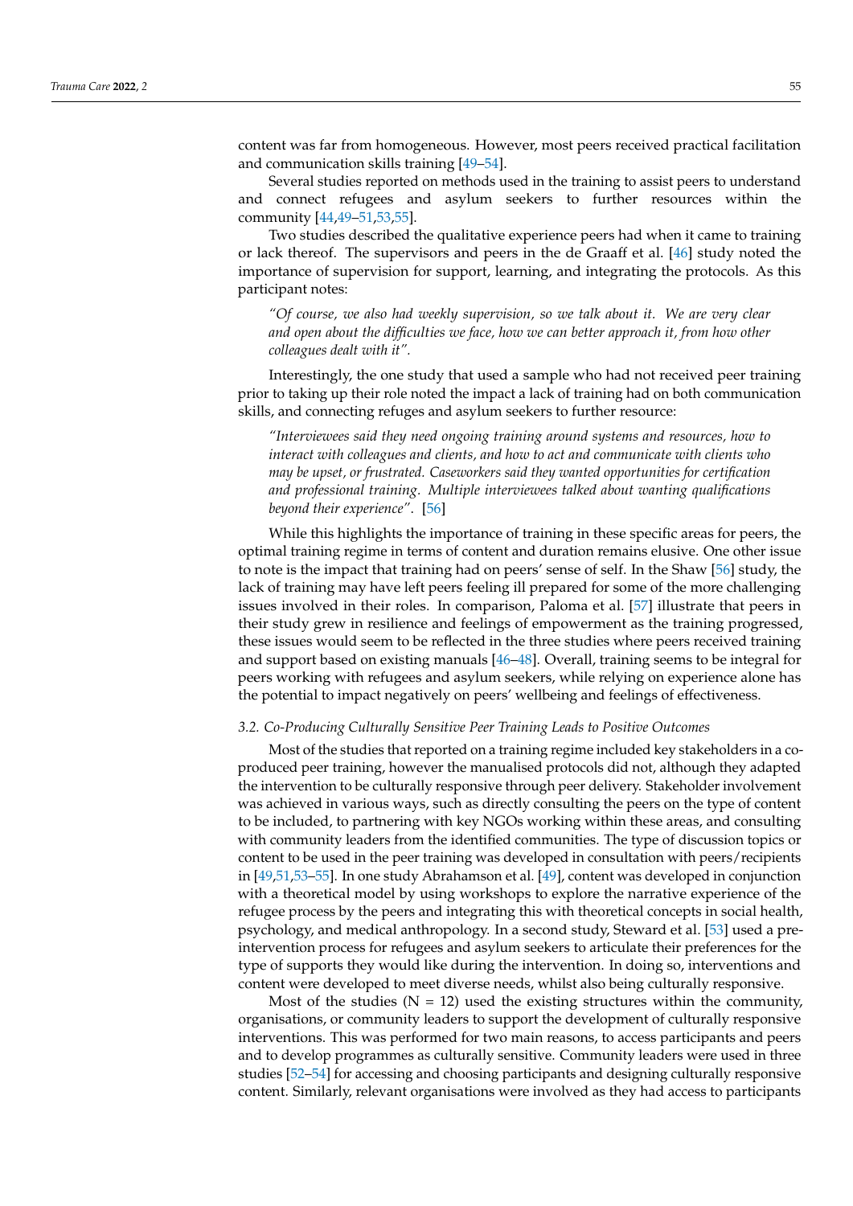content was far from homogeneous. However, most peers received practical facilitation and communication skills training [49–54].

Several studies reported on methods used in the training to assist peers to understand and connect refugees and asylum seekers to further resources within the community [44,49–51,53,55].

Two studies described the qualitative experience peers had when it came to training or lack thereof. The supervisors and peers in the de Graaff et al. [46] study noted the importance of supervision for support, learning, and integrating the protocols. As this participant notes:

> *"Of course, we also had weekly supervision, so we talk about it. We are very clear and open about the difficulties we face, how we can better approach it, from how other colleagues dealt with it".*

Interestingly, the one study that used a sample who had not received peer training prior to taking up their role noted the impact a lack of training had on both communication skills, and connecting refuges and asylum seekers to further resource:

> *"Interviewees said they need ongoing training around systems and resources, how to interact with colleagues and clients, and how to act and communicate with clients who may be upset, or frustrated. Caseworkers said they wanted opportunities for certification and professional training. Multiple interviewees talked about wanting qualifications beyond their experience".* [56]

While this highlights the importance of training in these specific areas for peers, the optimal training regime in terms of content and duration remains elusive. One other issue to note is the impact that training had on peers' sense of self. In the Shaw [56] study, the lack of training may have left peers feeling ill prepared for some of the more challenging issues involved in their roles. In comparison, Paloma et al. [57] illustrate that peers in their study grew in resilience and feelings of empowerment as the training progressed, these issues would seem to be reflected in the three studies where peers received training and support based on existing manuals [46–48]. Overall, training seems to be integral for peers working with refugees and asylum seekers, while relying on experience alone has the potential to impact negatively on peers' wellbeing and feelings of effectiveness.

### *3.2. Co-Producing Culturally Sensitive Peer Training Leads to Positive Outcomes*

Most of the studies that reported on a training regime included key stakeholders in a co-produced peer training, however the manualised protocols did not, although they adapted the intervention to be culturally responsive through peer delivery. Stakeholder involvement was achieved in various ways, such as directly consulting the peers on the type of content to be included, to partnering with key NGOs working within these areas, and consulting with community leaders from the identified communities. The type of discussion topics or content to be used in the peer training was developed in consultation with peers/recipients in [49,51,53–55]. In one study Abrahamson et al. [49], content was developed in conjunction with a theoretical model by using workshops to explore the narrative experience of the refugee process by the peers and integrating this with theoretical concepts in social health, psychology, and medical anthropology. In a second study, Steward et al. [53] used a pre-intervention process for refugees and asylum seekers to articulate their preferences for the type of supports they would like during the intervention. In doing so, interventions and content were developed to meet diverse needs, whilst also being culturally responsive.

Most of the studies (N = 12) used the existing structures within the community, organisations, or community leaders to support the development of culturally responsive interventions. This was performed for two main reasons, to access participants and peers and to develop programmes as culturally sensitive. Community leaders were used in three studies [52–54] for accessing and choosing participants and designing culturally responsive content. Similarly, relevant organisations were involved as they had access to participants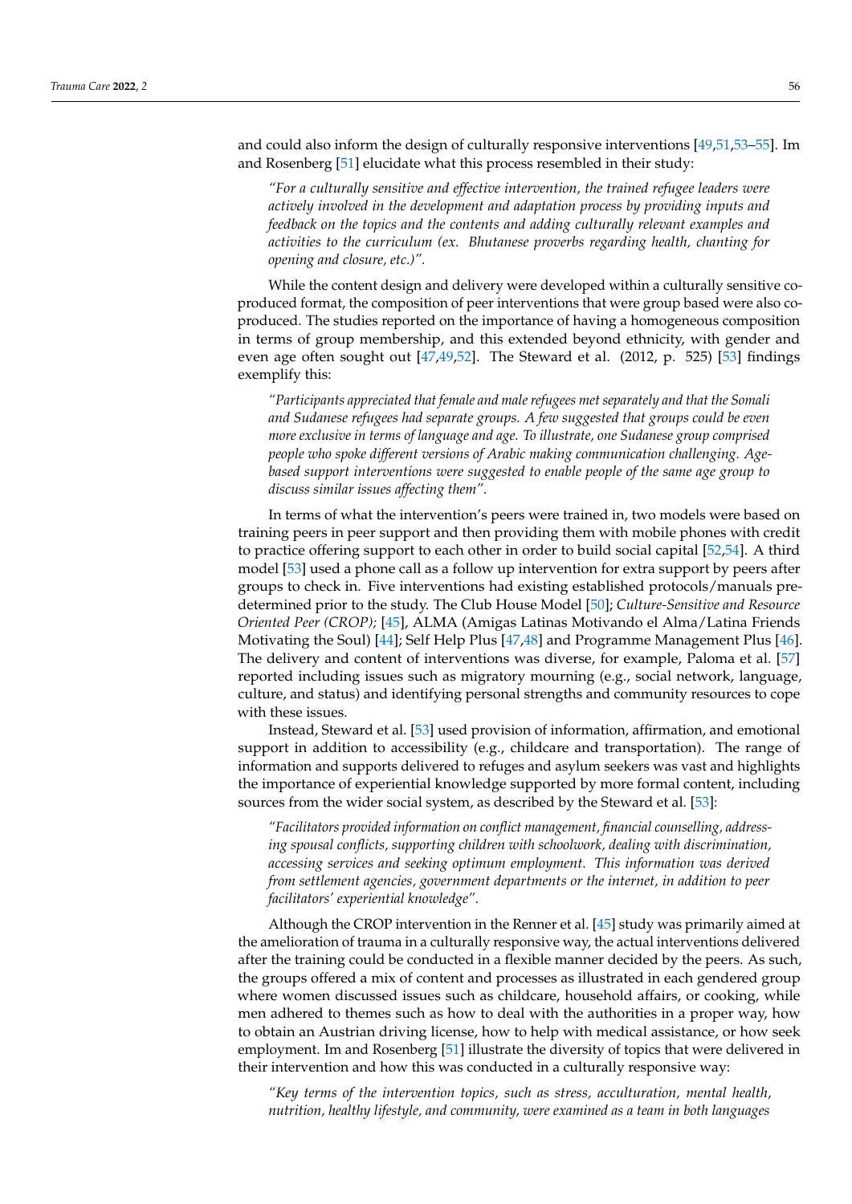and could also inform the design of culturally responsive interventions [49,51,53–55]. Im and Rosenberg [51] elucidate what this process resembled in their study:

> *"For a culturally sensitive and effective intervention, the trained refugee leaders were actively involved in the development and adaptation process by providing inputs and feedback on the topics and the contents and adding culturally relevant examples and activities to the curriculum (ex. Bhutanese proverbs regarding health, chanting for opening and closure, etc.)".*

While the content design and delivery were developed within a culturally sensitive co-produced format, the composition of peer interventions that were group based were also co-produced. The studies reported on the importance of having a homogeneous composition in terms of group membership, and this extended beyond ethnicity, with gender and even age often sought out [47,49,52]. The Steward et al. (2012, p. 525) [53] findings exemplify this:

> *"Participants appreciated that female and male refugees met separately and that the Somali and Sudanese refugees had separate groups. A few suggested that groups could be even more exclusive in terms of language and age. To illustrate, one Sudanese group comprised people who spoke different versions of Arabic making communication challenging. Age-based support interventions were suggested to enable people of the same age group to discuss similar issues affecting them".*

In terms of what the intervention's peers were trained in, two models were based on training peers in peer support and then providing them with mobile phones with credit to practice offering support to each other in order to build social capital [52,54]. A third model [53] used a phone call as a follow up intervention for extra support by peers after groups to check in. Five interventions had existing established protocols/manuals pre-determined prior to the study. The Club House Model [50]; *Culture-Sensitive and Resource Oriented Peer (CROP);* [45], ALMA (Amigas Latinas Motivando el Alma/Latina Friends Motivating the Soul) [44]; Self Help Plus [47,48] and Programme Management Plus [46]. The delivery and content of interventions was diverse, for example, Paloma et al. [57] reported including issues such as migratory mourning (e.g., social network, language, culture, and status) and identifying personal strengths and community resources to cope with these issues.

Instead, Steward et al. [53] used provision of information, affirmation, and emotional support in addition to accessibility (e.g., childcare and transportation). The range of information and supports delivered to refuges and asylum seekers was vast and highlights the importance of experiential knowledge supported by more formal content, including sources from the wider social system, as described by the Steward et al. [53]:

> *"Facilitators provided information on conflict management, financial counselling, addressing spousal conflicts, supporting children with schoolwork, dealing with discrimination, accessing services and seeking optimum employment. This information was derived from settlement agencies, government departments or the internet, in addition to peer facilitators' experiential knowledge".*

Although the CROP intervention in the Renner et al. [45] study was primarily aimed at the amelioration of trauma in a culturally responsive way, the actual interventions delivered after the training could be conducted in a flexible manner decided by the peers. As such, the groups offered a mix of content and processes as illustrated in each gendered group where women discussed issues such as childcare, household affairs, or cooking, while men adhered to themes such as how to deal with the authorities in a proper way, how to obtain an Austrian driving license, how to help with medical assistance, or how seek employment. Im and Rosenberg [51] illustrate the diversity of topics that were delivered in their intervention and how this was conducted in a culturally responsive way:

> *"Key terms of the intervention topics, such as stress, acculturation, mental health, nutrition, healthy lifestyle, and community, were examined as a team in both languages*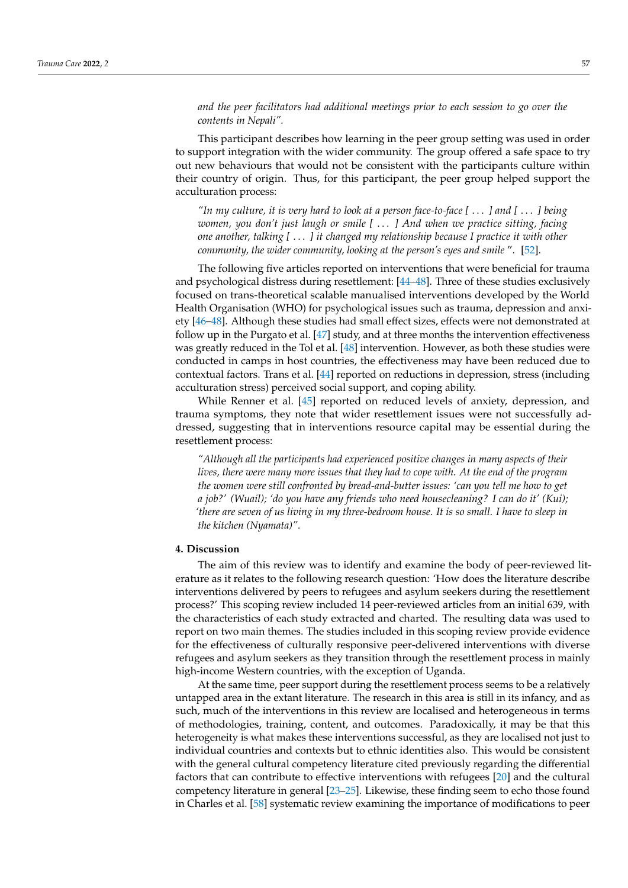*and the peer facilitators had additional meetings prior to each session to go over the contents in Nepali".*

This participant describes how learning in the peer group setting was used in order to support integration with the wider community. The group offered a safe space to try out new behaviours that would not be consistent with the participants culture within their country of origin. Thus, for this participant, the peer group helped support the acculturation process:

*"In my culture, it is very hard to look at a person face-to-face [ . . . ] and [ . . . ] being women, you don't just laugh or smile [ . . . ] And when we practice sitting, facing one another, talking [ . . . ] it changed my relationship because I practice it with other community, the wider community, looking at the person's eyes and smile ".* [52].

The following five articles reported on interventions that were beneficial for trauma and psychological distress during resettlement: [44–48]. Three of these studies exclusively focused on trans-theoretical scalable manualised interventions developed by the World Health Organisation (WHO) for psychological issues such as trauma, depression and anxiety [46–48]. Although these studies had small effect sizes, effects were not demonstrated at follow up in the Purgato et al. [47] study, and at three months the intervention effectiveness was greatly reduced in the Tol et al. [48] intervention. However, as both these studies were conducted in camps in host countries, the effectiveness may have been reduced due to contextual factors. Trans et al. [44] reported on reductions in depression, stress (including acculturation stress) perceived social support, and coping ability.

While Renner et al. [45] reported on reduced levels of anxiety, depression, and trauma symptoms, they note that wider resettlement issues were not successfully addressed, suggesting that in interventions resource capital may be essential during the resettlement process:

*"Although all the participants had experienced positive changes in many aspects of their lives, there were many more issues that they had to cope with. At the end of the program the women were still confronted by bread-and-butter issues: 'can you tell me how to get a job?' (Wuail); 'do you have any friends who need housecleaning? I can do it' (Kui); 'there are seven of us living in my three-bedroom house. It is so small. I have to sleep in the kitchen (Nyamata)".*

## 4. Discussion

The aim of this review was to identify and examine the body of peer-reviewed literature as it relates to the following research question: 'How does the literature describe interventions delivered by peers to refugees and asylum seekers during the resettlement process?' This scoping review included 14 peer-reviewed articles from an initial 639, with the characteristics of each study extracted and charted. The resulting data was used to report on two main themes. The studies included in this scoping review provide evidence for the effectiveness of culturally responsive peer-delivered interventions with diverse refugees and asylum seekers as they transition through the resettlement process in mainly high-income Western countries, with the exception of Uganda.

At the same time, peer support during the resettlement process seems to be a relatively untapped area in the extant literature. The research in this area is still in its infancy, and as such, much of the interventions in this review are localised and heterogeneous in terms of methodologies, training, content, and outcomes. Paradoxically, it may be that this heterogeneity is what makes these interventions successful, as they are localised not just to individual countries and contexts but to ethnic identities also. This would be consistent with the general cultural competency literature cited previously regarding the differential factors that can contribute to effective interventions with refugees [20] and the cultural competency literature in general [23–25]. Likewise, these finding seem to echo those found in Charles et al. [58] systematic review examining the importance of modifications to peer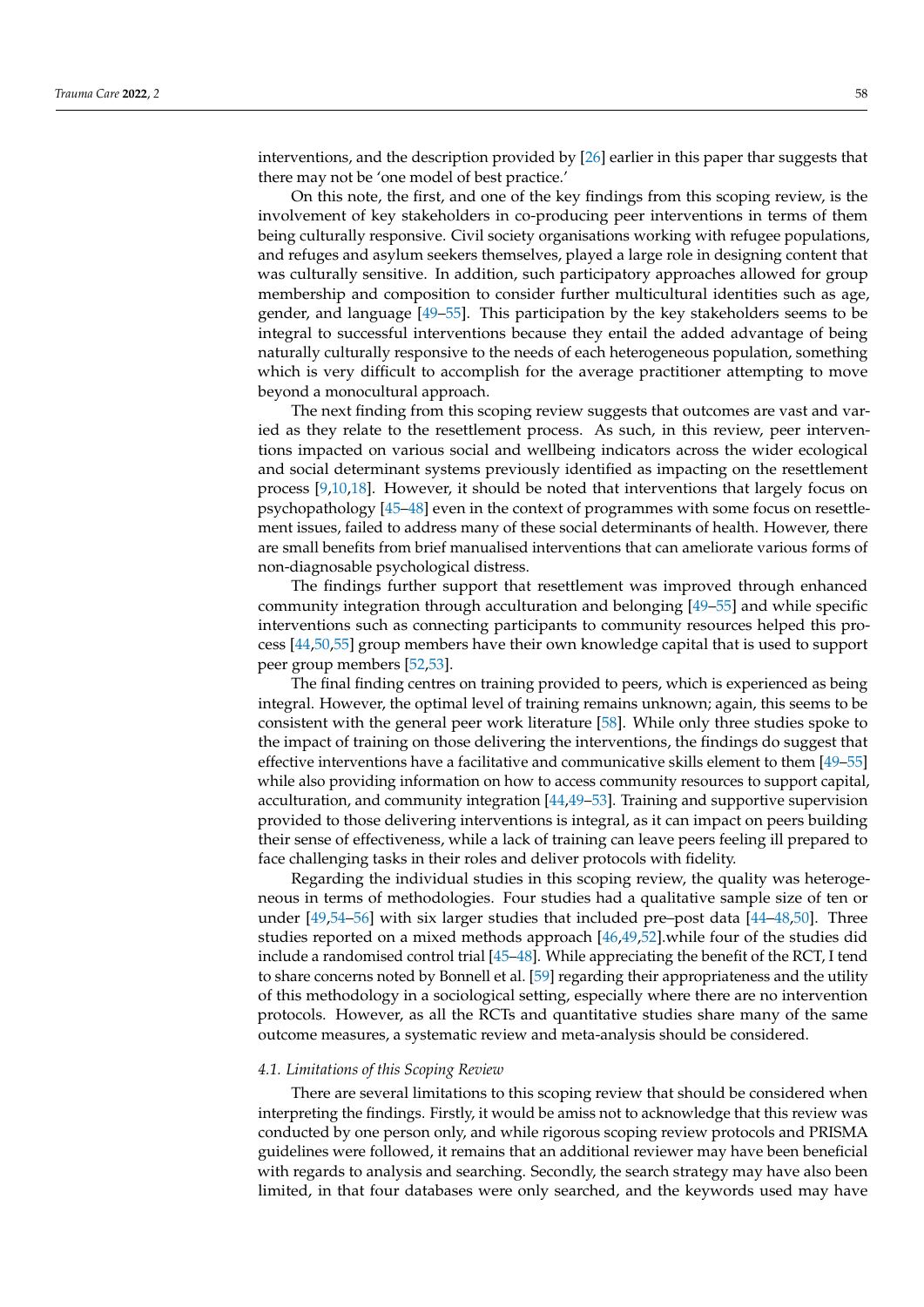interventions, and the description provided by [26] earlier in this paper thar suggests that there may not be 'one model of best practice.'

On this note, the first, and one of the key findings from this scoping review, is the involvement of key stakeholders in co-producing peer interventions in terms of them being culturally responsive. Civil society organisations working with refugee populations, and refuges and asylum seekers themselves, played a large role in designing content that was culturally sensitive. In addition, such participatory approaches allowed for group membership and composition to consider further multicultural identities such as age, gender, and language [49–55]. This participation by the key stakeholders seems to be integral to successful interventions because they entail the added advantage of being naturally culturally responsive to the needs of each heterogeneous population, something which is very difficult to accomplish for the average practitioner attempting to move beyond a monocultural approach.

The next finding from this scoping review suggests that outcomes are vast and varied as they relate to the resettlement process. As such, in this review, peer interventions impacted on various social and wellbeing indicators across the wider ecological and social determinant systems previously identified as impacting on the resettlement process [9,10,18]. However, it should be noted that interventions that largely focus on psychopathology [45–48] even in the context of programmes with some focus on resettlement issues, failed to address many of these social determinants of health. However, there are small benefits from brief manualised interventions that can ameliorate various forms of non-diagnosable psychological distress.

The findings further support that resettlement was improved through enhanced community integration through acculturation and belonging [49–55] and while specific interventions such as connecting participants to community resources helped this process [44,50,55] group members have their own knowledge capital that is used to support peer group members [52,53].

The final finding centres on training provided to peers, which is experienced as being integral. However, the optimal level of training remains unknown; again, this seems to be consistent with the general peer work literature [58]. While only three studies spoke to the impact of training on those delivering the interventions, the findings do suggest that effective interventions have a facilitative and communicative skills element to them [49–55] while also providing information on how to access community resources to support capital, acculturation, and community integration [44,49–53]. Training and supportive supervision provided to those delivering interventions is integral, as it can impact on peers building their sense of effectiveness, while a lack of training can leave peers feeling ill prepared to face challenging tasks in their roles and deliver protocols with fidelity.

Regarding the individual studies in this scoping review, the quality was heterogeneous in terms of methodologies. Four studies had a qualitative sample size of ten or under [49,54–56] with six larger studies that included pre–post data [44–48,50]. Three studies reported on a mixed methods approach [46,49,52].while four of the studies did include a randomised control trial [45–48]. While appreciating the benefit of the RCT, I tend to share concerns noted by Bonnell et al. [59] regarding their appropriateness and the utility of this methodology in a sociological setting, especially where there are no intervention protocols. However, as all the RCTs and quantitative studies share many of the same outcome measures, a systematic review and meta-analysis should be considered.

### *4.1. Limitations of this Scoping Review*

There are several limitations to this scoping review that should be considered when interpreting the findings. Firstly, it would be amiss not to acknowledge that this review was conducted by one person only, and while rigorous scoping review protocols and PRISMA guidelines were followed, it remains that an additional reviewer may have been beneficial with regards to analysis and searching. Secondly, the search strategy may have also been limited, in that four databases were only searched, and the keywords used may have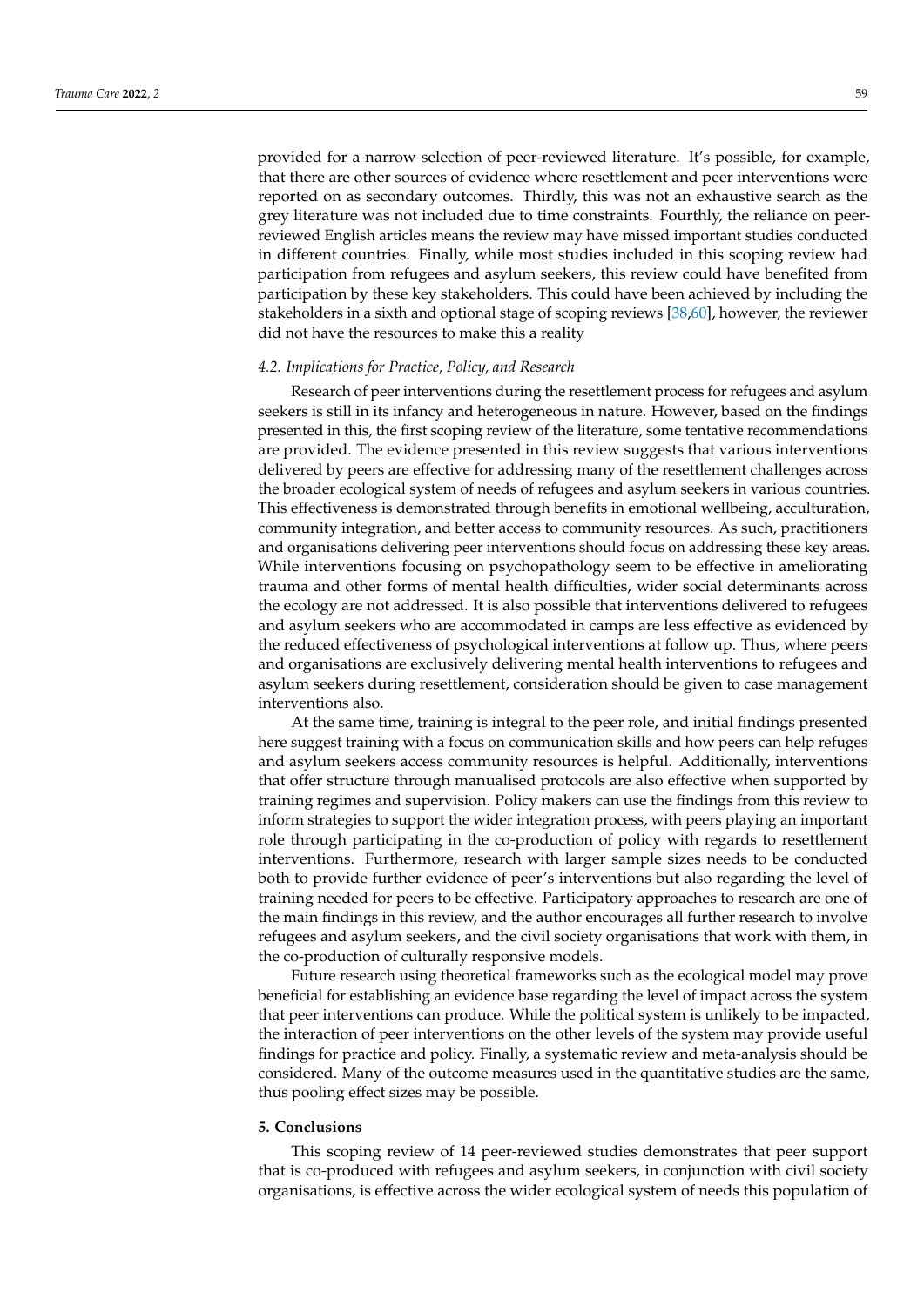provided for a narrow selection of peer-reviewed literature. It's possible, for example, that there are other sources of evidence where resettlement and peer interventions were reported on as secondary outcomes. Thirdly, this was not an exhaustive search as the grey literature was not included due to time constraints. Fourthly, the reliance on peer-reviewed English articles means the review may have missed important studies conducted in different countries. Finally, while most studies included in this scoping review had participation from refugees and asylum seekers, this review could have benefited from participation by these key stakeholders. This could have been achieved by including the stakeholders in a sixth and optional stage of scoping reviews [38,60], however, the reviewer did not have the resources to make this a reality

### *4.2. Implications for Practice, Policy, and Research*

Research of peer interventions during the resettlement process for refugees and asylum seekers is still in its infancy and heterogeneous in nature. However, based on the findings presented in this, the first scoping review of the literature, some tentative recommendations are provided. The evidence presented in this review suggests that various interventions delivered by peers are effective for addressing many of the resettlement challenges across the broader ecological system of needs of refugees and asylum seekers in various countries. This effectiveness is demonstrated through benefits in emotional wellbeing, acculturation, community integration, and better access to community resources. As such, practitioners and organisations delivering peer interventions should focus on addressing these key areas. While interventions focusing on psychopathology seem to be effective in ameliorating trauma and other forms of mental health difficulties, wider social determinants across the ecology are not addressed. It is also possible that interventions delivered to refugees and asylum seekers who are accommodated in camps are less effective as evidenced by the reduced effectiveness of psychological interventions at follow up. Thus, where peers and organisations are exclusively delivering mental health interventions to refugees and asylum seekers during resettlement, consideration should be given to case management interventions also.

At the same time, training is integral to the peer role, and initial findings presented here suggest training with a focus on communication skills and how peers can help refuges and asylum seekers access community resources is helpful. Additionally, interventions that offer structure through manualised protocols are also effective when supported by training regimes and supervision. Policy makers can use the findings from this review to inform strategies to support the wider integration process, with peers playing an important role through participating in the co-production of policy with regards to resettlement interventions. Furthermore, research with larger sample sizes needs to be conducted both to provide further evidence of peer's interventions but also regarding the level of training needed for peers to be effective. Participatory approaches to research are one of the main findings in this review, and the author encourages all further research to involve refugees and asylum seekers, and the civil society organisations that work with them, in the co-production of culturally responsive models.

Future research using theoretical frameworks such as the ecological model may prove beneficial for establishing an evidence base regarding the level of impact across the system that peer interventions can produce. While the political system is unlikely to be impacted, the interaction of peer interventions on the other levels of the system may provide useful findings for practice and policy. Finally, a systematic review and meta-analysis should be considered. Many of the outcome measures used in the quantitative studies are the same, thus pooling effect sizes may be possible.

## **5. Conclusions**

This scoping review of 14 peer-reviewed studies demonstrates that peer support that is co-produced with refugees and asylum seekers, in conjunction with civil society organisations, is effective across the wider ecological system of needs this population of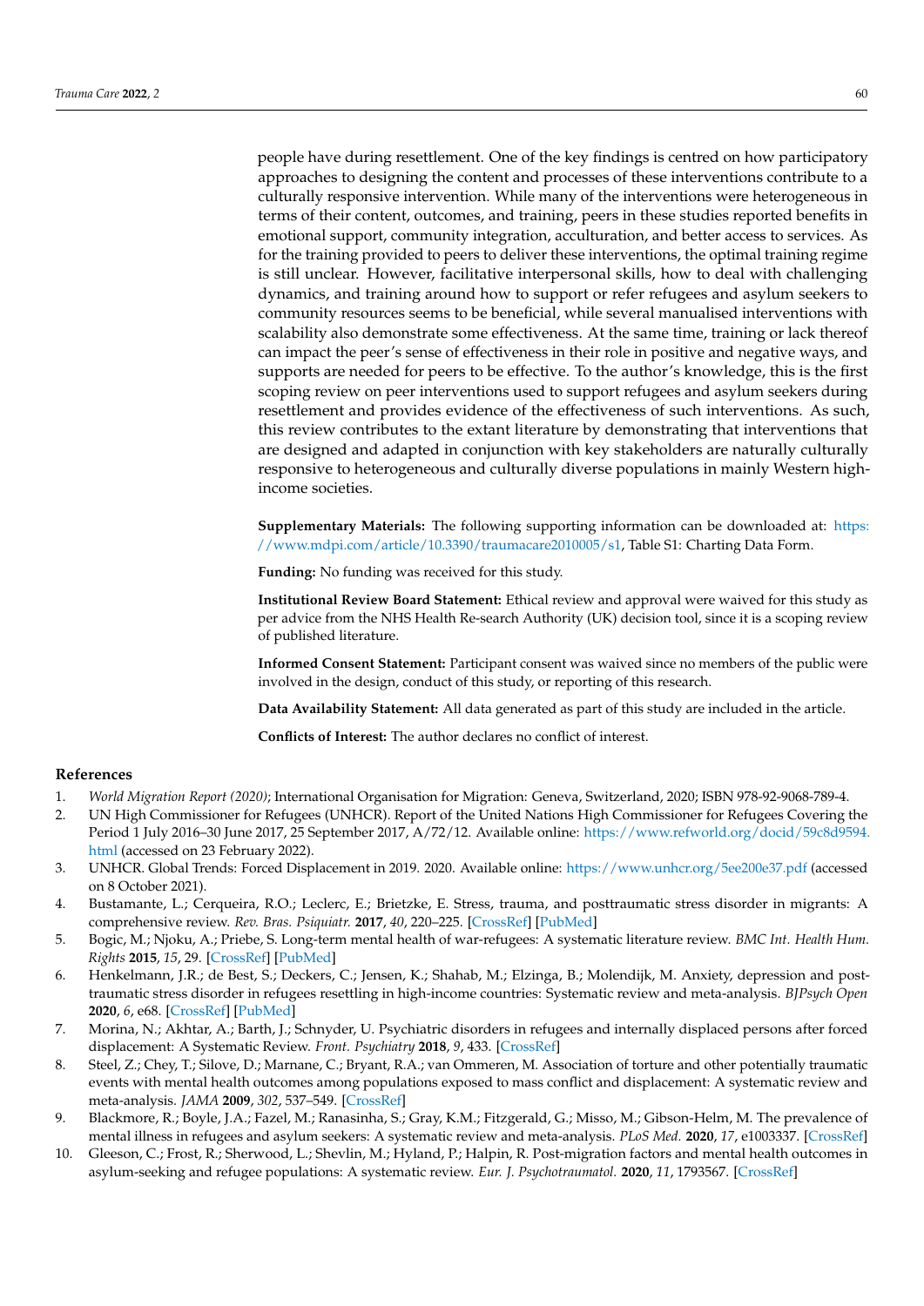people have during resettlement. One of the key findings is centred on how participatory approaches to designing the content and processes of these interventions contribute to a culturally responsive intervention. While many of the interventions were heterogeneous in terms of their content, outcomes, and training, peers in these studies reported benefits in emotional support, community integration, acculturation, and better access to services. As for the training provided to peers to deliver these interventions, the optimal training regime is still unclear. However, facilitative interpersonal skills, how to deal with challenging dynamics, and training around how to support or refer refugees and asylum seekers to community resources seems to be beneficial, while several manualised interventions with scalability also demonstrate some effectiveness. At the same time, training or lack thereof can impact the peer's sense of effectiveness in their role in positive and negative ways, and supports are needed for peers to be effective. To the author's knowledge, this is the first scoping review on peer interventions used to support refugees and asylum seekers during resettlement and provides evidence of the effectiveness of such interventions. As such, this review contributes to the extant literature by demonstrating that interventions that are designed and adapted in conjunction with key stakeholders are naturally culturally responsive to heterogeneous and culturally diverse populations in mainly Western high-income societies.

**Supplementary Materials:** The following supporting information can be downloaded at: https://www.mdpi.com/article/10.3390/traumacare2010005/s1, Table S1: Charting Data Form.

**Funding:** No funding was received for this study.

**Institutional Review Board Statement:** Ethical review and approval were waived for this study as per advice from the NHS Health Re-search Authority (UK) decision tool, since it is a scoping review of published literature.

**Informed Consent Statement:** Participant consent was waived since no members of the public were involved in the design, conduct of this study, or reporting of this research.

**Data Availability Statement:** All data generated as part of this study are included in the article.

**Conflicts of Interest:** The author declares no conflict of interest.

## References

1. *World Migration Report (2020)*; International Organisation for Migration: Geneva, Switzerland, 2020; ISBN 978-92-9068-789-4.
2. UN High Commissioner for Refugees (UNHCR). Report of the United Nations High Commissioner for Refugees Covering the Period 1 July 2016–30 June 2017, 25 September 2017, A/72/12. Available online: https://www.refworld.org/docid/59c8d9594.html (accessed on 23 February 2022).
3. UNHCR. Global Trends: Forced Displacement in 2019. 2020. Available online: https://www.unhcr.org/5ee200e37.pdf (accessed on 8 October 2021).
4. Bustamante, L.; Cerqueira, R.O.; Leclerc, E.; Brietzke, E. Stress, trauma, and posttraumatic stress disorder in migrants: A comprehensive review. *Rev. Bras. Psiquiatr.* **2017**, *40*, 220–225. [CrossRef] [PubMed]
5. Bogic, M.; Njoku, A.; Priebe, S. Long-term mental health of war-refugees: A systematic literature review. *BMC Int. Health Hum. Rights* **2015**, *15*, 29. [CrossRef] [PubMed]
6. Henkelmann, J.R.; de Best, S.; Deckers, C.; Jensen, K.; Shahab, M.; Elzinga, B.; Molendijk, M. Anxiety, depression and post-traumatic stress disorder in refugees resettling in high-income countries: Systematic review and meta-analysis. *BJPsych Open* **2020**, *6*, e68. [CrossRef] [PubMed]
7. Morina, N.; Akhtar, A.; Barth, J.; Schnyder, U. Psychiatric disorders in refugees and internally displaced persons after forced displacement: A Systematic Review. *Front. Psychiatry* **2018**, *9*, 433. [CrossRef]
8. Steel, Z.; Chey, T.; Silove, D.; Marnane, C.; Bryant, R.A.; van Ommeren, M. Association of torture and other potentially traumatic events with mental health outcomes among populations exposed to mass conflict and displacement: A systematic review and meta-analysis. *JAMA* **2009**, *302*, 537–549. [CrossRef]
9. Blackmore, R.; Boyle, J.A.; Fazel, M.; Ranasinha, S.; Gray, K.M.; Fitzgerald, G.; Misso, M.; Gibson-Helm, M. The prevalence of mental illness in refugees and asylum seekers: A systematic review and meta-analysis. *PLoS Med.* **2020**, *17*, e1003337. [CrossRef]
10. Gleeson, C.; Frost, R.; Sherwood, L.; Shevlin, M.; Hyland, P.; Halpin, R. Post-migration factors and mental health outcomes in asylum-seeking and refugee populations: A systematic review. *Eur. J. Psychotraumatol.* **2020**, *11*, 1793567. [CrossRef]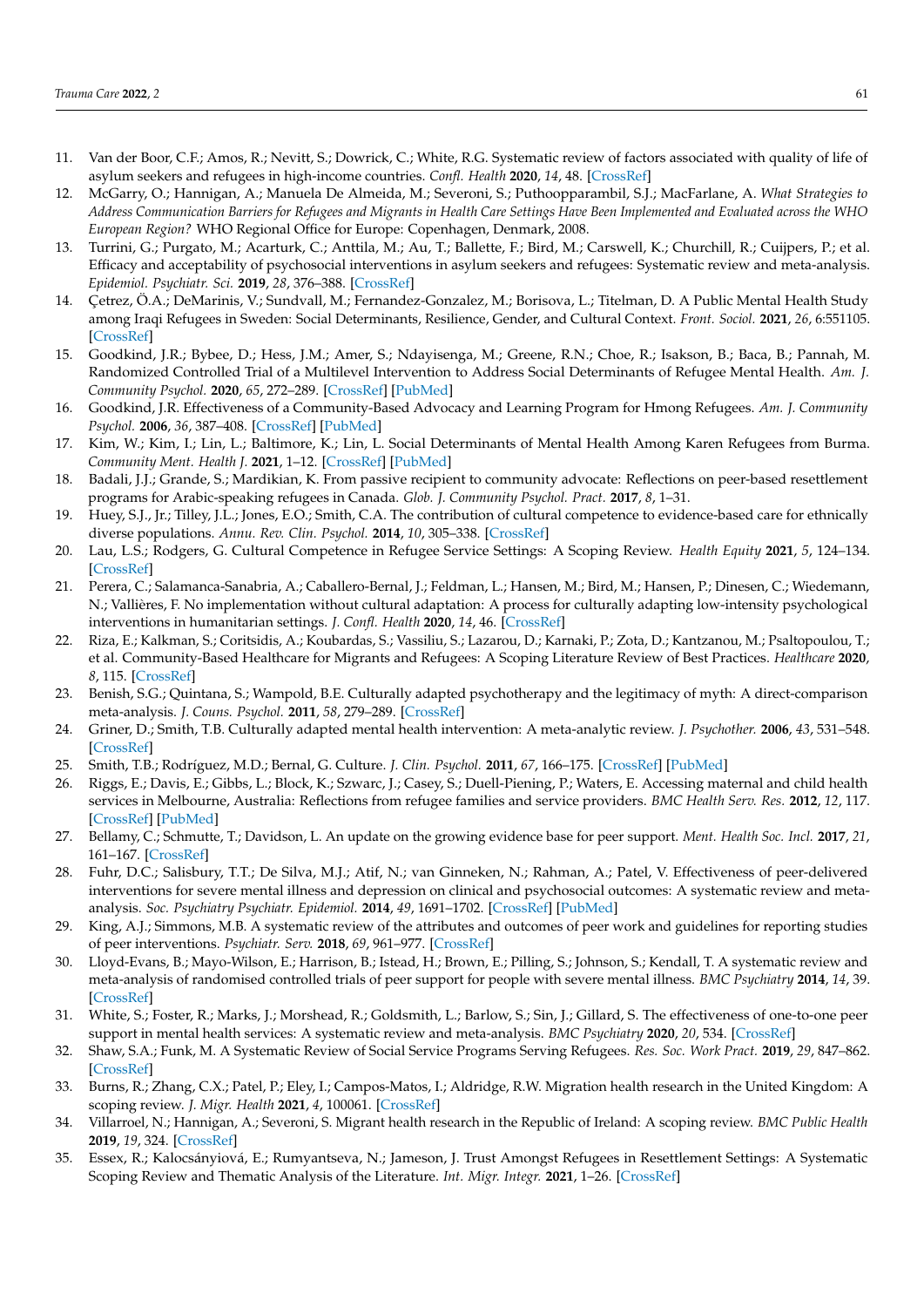11. Van der Boor, C.F.; Amos, R.; Nevitt, S.; Dowrick, C.; White, R.G. Systematic review of factors associated with quality of life of asylum seekers and refugees in high-income countries. *Confl. Health* **2020**, *14*, 48. [CrossRef]
12. McGarry, O.; Hannigan, A.; Manuela De Almeida, M.; Severoni, S.; Puthoopparambil, S.J.; MacFarlane, A. *What Strategies to Address Communication Barriers for Refugees and Migrants in Health Care Settings Have Been Implemented and Evaluated across the WHO European Region?* WHO Regional Office for Europe: Copenhagen, Denmark, 2008.
13. Turrini, G.; Purgato, M.; Acarturk, C.; Anttila, M.; Au, T.; Ballette, F.; Bird, M.; Carswell, K.; Churchill, R.; Cuijpers, P.; et al. Efficacy and acceptability of psychosocial interventions in asylum seekers and refugees: Systematic review and meta-analysis. *Epidemiol. Psychiatr. Sci.* **2019**, *28*, 376–388. [CrossRef]
14. Çetrez, Ö.A.; DeMarinis, V.; Sundvall, M.; Fernandez-Gonzalez, M.; Borisova, L.; Titelman, D. A Public Mental Health Study among Iraqi Refugees in Sweden: Social Determinants, Resilience, Gender, and Cultural Context. *Front. Sociol.* **2021**, *26*, 6:551105. [CrossRef]
15. Goodkind, J.R.; Bybee, D.; Hess, J.M.; Amer, S.; Ndayisenga, M.; Greene, R.N.; Choe, R.; Isakson, B.; Baca, B.; Pannah, M. Randomized Controlled Trial of a Multilevel Intervention to Address Social Determinants of Refugee Mental Health. *Am. J. Community Psychol.* **2020**, *65*, 272–289. [CrossRef] [PubMed]
16. Goodkind, J.R. Effectiveness of a Community-Based Advocacy and Learning Program for Hmong Refugees. *Am. J. Community Psychol.* **2006**, *36*, 387–408. [CrossRef] [PubMed]
17. Kim, W.; Kim, I.; Lin, L.; Baltimore, K.; Lin, L. Social Determinants of Mental Health Among Karen Refugees from Burma. *Community Ment. Health J.* **2021**, 1–12. [CrossRef] [PubMed]
18. Badali, J.J.; Grande, S.; Mardikian, K. From passive recipient to community advocate: Reflections on peer-based resettlement programs for Arabic-speaking refugees in Canada. *Glob. J. Community Psychol. Pract.* **2017**, *8*, 1–31.
19. Huey, S.J., Jr.; Tilley, J.L.; Jones, E.O.; Smith, C.A. The contribution of cultural competence to evidence-based care for ethnically diverse populations. *Annu. Rev. Clin. Psychol.* **2014**, *10*, 305–338. [CrossRef]
20. Lau, L.S.; Rodgers, G. Cultural Competence in Refugee Service Settings: A Scoping Review. *Health Equity* **2021**, *5*, 124–134. [CrossRef]
21. Perera, C.; Salamanca-Sanabria, A.; Caballero-Bernal, J.; Feldman, L.; Hansen, M.; Bird, M.; Hansen, P.; Dinesen, C.; Wiedemann, N.; Vallières, F. No implementation without cultural adaptation: A process for culturally adapting low-intensity psychological interventions in humanitarian settings. *J. Confl. Health* **2020**, *14*, 46. [CrossRef]
22. Riza, E.; Kalkman, S.; Coritsidis, A.; Koubardas, S.; Vassiliu, S.; Lazarou, D.; Karnaki, P.; Zota, D.; Kantzanou, M.; Psaltopoulou, T.; et al. Community-Based Healthcare for Migrants and Refugees: A Scoping Literature Review of Best Practices. *Healthcare* **2020**, *8*, 115. [CrossRef]
23. Benish, S.G.; Quintana, S.; Wampold, B.E. Culturally adapted psychotherapy and the legitimacy of myth: A direct-comparison meta-analysis. *J. Couns. Psychol.* **2011**, *58*, 279–289. [CrossRef]
24. Griner, D.; Smith, T.B. Culturally adapted mental health intervention: A meta-analytic review. *J. Psychother.* **2006**, *43*, 531–548. [CrossRef]
25. Smith, T.B.; Rodríguez, M.D.; Bernal, G. Culture. *J. Clin. Psychol.* **2011**, *67*, 166–175. [CrossRef] [PubMed]
26. Riggs, E.; Davis, E.; Gibbs, L.; Block, K.; Szwarc, J.; Casey, S.; Duell-Piening, P.; Waters, E. Accessing maternal and child health services in Melbourne, Australia: Reflections from refugee families and service providers. *BMC Health Serv. Res.* **2012**, *12*, 117. [CrossRef] [PubMed]
27. Bellamy, C.; Schmutte, T.; Davidson, L. An update on the growing evidence base for peer support. *Ment. Health Soc. Incl.* **2017**, *21*, 161–167. [CrossRef]
28. Fuhr, D.C.; Salisbury, T.T.; De Silva, M.J.; Atif, N.; van Ginneken, N.; Rahman, A.; Patel, V. Effectiveness of peer-delivered interventions for severe mental illness and depression on clinical and psychosocial outcomes: A systematic review and meta-analysis. *Soc. Psychiatry Psychiatr. Epidemiol.* **2014**, *49*, 1691–1702. [CrossRef] [PubMed]
29. King, A.J.; Simmons, M.B. A systematic review of the attributes and outcomes of peer work and guidelines for reporting studies of peer interventions. *Psychiatr. Serv.* **2018**, *69*, 961–977. [CrossRef]
30. Lloyd-Evans, B.; Mayo-Wilson, E.; Harrison, B.; Istead, H.; Brown, E.; Pilling, S.; Johnson, S.; Kendall, T. A systematic review and meta-analysis of randomised controlled trials of peer support for people with severe mental illness. *BMC Psychiatry* **2014**, *14*, 39. [CrossRef]
31. White, S.; Foster, R.; Marks, J.; Morshead, R.; Goldsmith, L.; Barlow, S.; Sin, J.; Gillard, S. The effectiveness of one-to-one peer support in mental health services: A systematic review and meta-analysis. *BMC Psychiatry* **2020**, *20*, 534. [CrossRef]
32. Shaw, S.A.; Funk, M. A Systematic Review of Social Service Programs Serving Refugees. *Res. Soc. Work Pract.* **2019**, *29*, 847–862. [CrossRef]
33. Burns, R.; Zhang, C.X.; Patel, P.; Eley, I.; Campos-Matos, I.; Aldridge, R.W. Migration health research in the United Kingdom: A scoping review. *J. Migr. Health* **2021**, *4*, 100061. [CrossRef]
34. Villarroel, N.; Hannigan, A.; Severoni, S. Migrant health research in the Republic of Ireland: A scoping review. *BMC Public Health* **2019**, *19*, 324. [CrossRef]
35. Essex, R.; Kalocsányiová, E.; Rumyantseva, N.; Jameson, J. Trust Amongst Refugees in Resettlement Settings: A Systematic Scoping Review and Thematic Analysis of the Literature. *Int. Migr. Integr.* **2021**, 1–26. [CrossRef]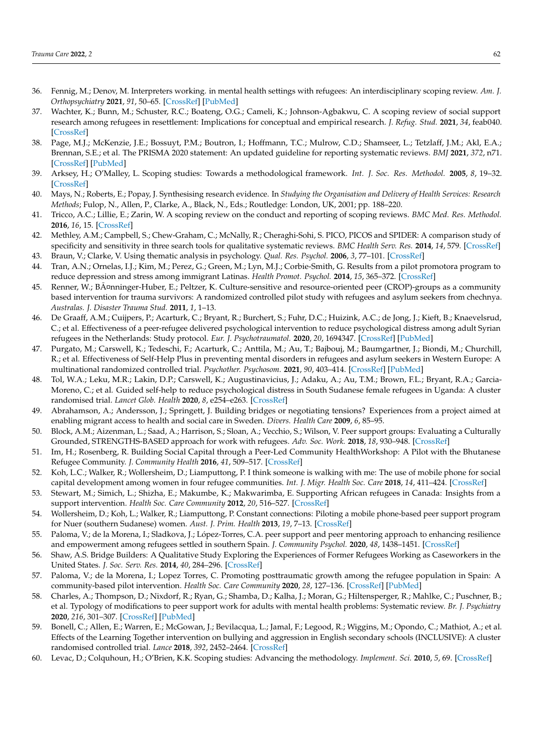36. Fennig, M.; Denov, M. Interpreters working. in mental health settings with refugees: An interdisciplinary scoping review. *Am. J. Orthopsychiatry* **2021**, *91*, 50–65. [CrossRef] [PubMed]
37. Wachter, K.; Bunn, M.; Schuster, R.C.; Boateng, O.G.; Cameli, K.; Johnson-Agbakwu, C. A scoping review of social support research among refugees in resettlement: Implications for conceptual and empirical research. *J. Refug. Stud.* **2021**, *34*, feab040. [CrossRef]
38. Page, M.J.; McKenzie, J.E.; Bossuyt, P.M.; Boutron, I.; Hoffmann, T.C.; Mulrow, C.D.; Shamseer, L.; Tetzlaff, J.M.; Akl, E.A.; Brennan, S.E.; et al. The PRISMA 2020 statement: An updated guideline for reporting systematic reviews. *BMJ* **2021**, *372*, n71. [CrossRef] [PubMed]
39. Arksey, H.; O'Malley, L. Scoping studies: Towards a methodological framework. *Int. J. Soc. Res. Methodol.* **2005**, *8*, 19–32. [CrossRef]
40. Mays, N.; Roberts, E.; Popay, J. Synthesising research evidence. In *Studying the Organisation and Delivery of Health Services: Research Methods*; Fulop, N., Allen, P., Clarke, A., Black, N., Eds.; Routledge: London, UK, 2001; pp. 188–220.
41. Tricco, A.C.; Lillie, E.; Zarin, W. A scoping review on the conduct and reporting of scoping reviews. *BMC Med. Res. Methodol.* **2016**, *16*, 15. [CrossRef]
42. Methley, A.M.; Campbell, S.; Chew-Graham, C.; McNally, R.; Cheraghi-Sohi, S. PICO, PICOS and SPIDER: A comparison study of specificity and sensitivity in three search tools for qualitative systematic reviews. *BMC Health Serv. Res.* **2014**, *14*, 579. [CrossRef]
43. Braun, V.; Clarke, V. Using thematic analysis in psychology. *Qual. Res. Psychol.* **2006**, *3*, 77–101. [CrossRef]
44. Tran, A.N.; Ornelas, I.J.; Kim, M.; Perez, G.; Green, M.; Lyn, M.J.; Corbie-Smith, G. Results from a pilot promotora program to reduce depression and stress among immigrant Latinas. *Health Promot. Psychol.* **2014**, *15*, 365–372. [CrossRef]
45. Renner, W.; BÃ¤nninger-Huber, E.; Peltzer, K. Culture-sensitive and resource-oriented peer (CROP)-groups as a community based intervention for trauma survivors: A randomized controlled pilot study with refugees and asylum seekers from chechnya. *Australas. J. Disaster Trauma Stud.* **2011**, *1*, 1–13.
46. De Graaff, A.M.; Cuijpers, P.; Acarturk, C.; Bryant, R.; Burchert, S.; Fuhr, D.C.; Huizink, A.C.; de Jong, J.; Kieft, B.; Knaevelsrud, C.; et al. Effectiveness of a peer-refugee delivered psychological intervention to reduce psychological distress among adult Syrian refugees in the Netherlands: Study protocol. *Eur. J. Psychotraumatol.* **2020**, *20*, 1694347. [CrossRef] [PubMed]
47. Purgato, M.; Carswell, K.; Tedeschi, F.; Acarturk, C.; Anttila, M.; Au, T.; Bajbouj, M.; Baumgartner, J.; Biondi, M.; Churchill, R.; et al. Effectiveness of Self-Help Plus in preventing mental disorders in refugees and asylum seekers in Western Europe: A multinational randomized controlled trial. *Psychother. Psychosom.* **2021**, *90*, 403–414. [CrossRef] [PubMed]
48. Tol, W.A.; Leku, M.R.; Lakin, D.P.; Carswell, K.; Augustinavicius, J.; Adaku, A.; Au, T.M.; Brown, F.L.; Bryant, R.A.; Garcia-Moreno, C.; et al. Guided self-help to reduce psychological distress in South Sudanese female refugees in Uganda: A cluster randomised trial. *Lancet Glob. Health* **2020**, *8*, e254–e263. [CrossRef]
49. Abrahamson, A.; Andersson, J.; Springett, J. Building bridges or negotiating tensions? Experiences from a project aimed at enabling migrant access to health and social care in Sweden. *Divers. Health Care* **2009**, *6*, 85–95.
50. Block, A.M.; Aizenman, L.; Saad, A.; Harrison, S.; Sloan, A.; Vecchio, S.; Wilson, V. Peer support groups: Evaluating a Culturally Grounded, STRENGTHS-BASED approach for work with refugees. *Adv. Soc. Work.* **2018**, *18*, 930–948. [CrossRef]
51. Im, H.; Rosenberg, R. Building Social Capital through a Peer-Led Community HealthWorkshop: A Pilot with the Bhutanese Refugee Community. *J. Community Health* **2016**, *41*, 509–517. [CrossRef]
52. Koh, L.C.; Walker, R.; Wollersheim, D.; Liamputtong, P. I think someone is walking with me: The use of mobile phone for social capital development among women in four refugee communities. *Int. J. Migr. Health Soc. Care* **2018**, *14*, 411–424. [CrossRef]
53. Stewart, M.; Simich, L.; Shizha, E.; Makumbe, K.; Makwarimba, E. Supporting African refugees in Canada: Insights from a support intervention. *Health Soc. Care Community* **2012**, *20*, 516–527. [CrossRef]
54. Wollersheim, D.; Koh, L.; Walker, R.; Liamputtong, P. Constant connections: Piloting a mobile phone-based peer support program for Nuer (southern Sudanese) women. *Aust. J. Prim. Health* **2013**, *19*, 7–13. [CrossRef]
55. Paloma, V.; de la Morena, I.; Sladkova, J.; López-Torres, C.A. peer support and peer mentoring approach to enhancing resilience and empowerment among refugees settled in southern Spain. *J. Community Psychol.* **2020**, *48*, 1438–1451. [CrossRef]
56. Shaw, A.S. Bridge Builders: A Qualitative Study Exploring the Experiences of Former Refugees Working as Caseworkers in the United States. *J. Soc. Serv. Res.* **2014**, *40*, 284–296. [CrossRef]
57. Paloma, V.; de la Morena, I.; Lopez Torres, C. Promoting posttraumatic growth among the refugee population in Spain: A community-based pilot intervention. *Health Soc. Care Community* **2020**, *28*, 127–136. [CrossRef] [PubMed]
58. Charles, A.; Thompson, D.; Nixdorf, R.; Ryan, G.; Shamba, D.; Kalha, J.; Moran, G.; Hiltensperger, R.; Mahlke, C.; Puschner, B.; et al. Typology of modifications to peer support work for adults with mental health problems: Systematic review. *Br. J. Psychiatry* **2020**, *216*, 301–307. [CrossRef] [PubMed]
59. Bonell, C.; Allen, E.; Warren, E.; McGowan, J.; Bevilacqua, L.; Jamal, F.; Legood, R.; Wiggins, M.; Opondo, C.; Mathiot, A.; et al. Effects of the Learning Together intervention on bullying and aggression in English secondary schools (INCLUSIVE): A cluster randomised controlled trial. *Lance* **2018**, *392*, 2452–2464. [CrossRef]
60. Levac, D.; Colquhoun, H.; O'Brien, K.K. Scoping studies: Advancing the methodology. *Implement. Sci.* **2010**, *5*, 69. [CrossRef]